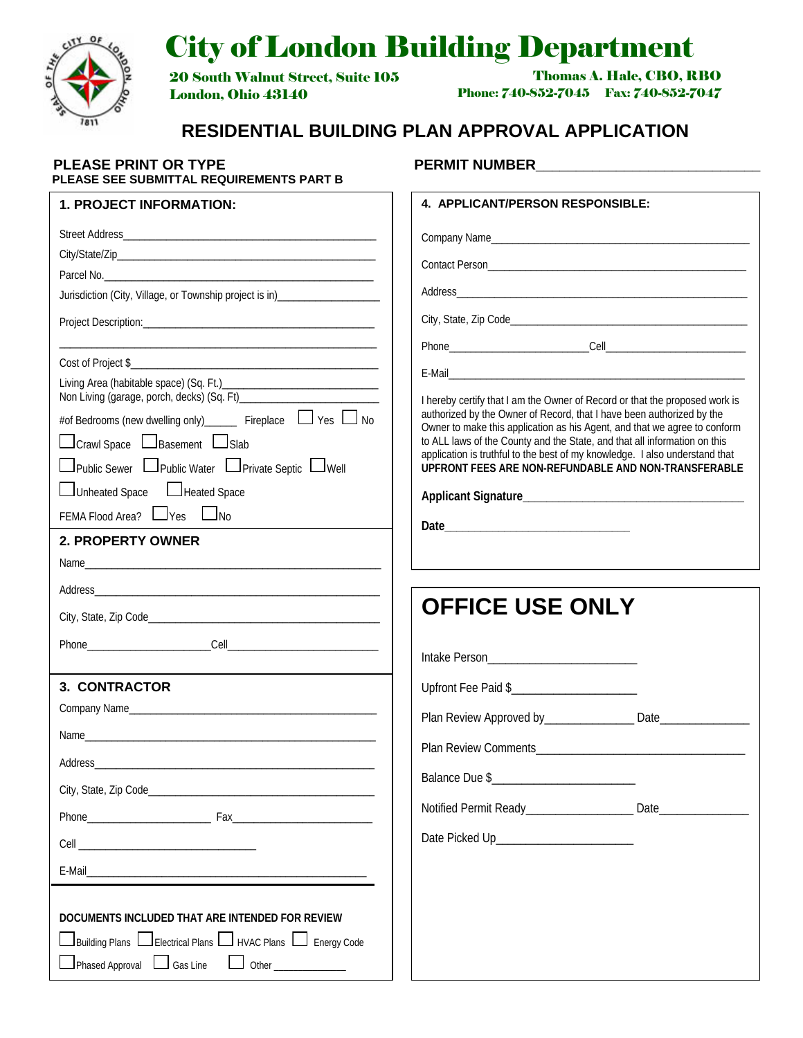# City of London Building Department

**20 South Walnut Street, Suite 105**
**London, Ohio 43140**

**Thomas A. Hale, CBO, RBO**
**Phone: 740-852-7045 Fax: 740-852-7047**

## RESIDENTIAL BUILDING PLAN APPROVAL APPLICATION

**PLEASE PRINT OR TYPE**
**PLEASE SEE SUBMITTAL REQUIREMENTS PART B**

**PERMIT NUMBER**______________________________

### 1. PROJECT INFORMATION:

Street Address_______________________________________________

City/State/Zip_______________________________________________

Parcel No.___________________________________________________

Jurisdiction (City, Village, or Township project is in)__________________

Project Description:__________________________________________

_____________________________________________________________

Cost of Project $_____________________________________________

Living Area (habitable space) (Sq. Ft.)___________________________

Non Living (garage, porch, decks) (Sq. Ft)________________________

#of Bedrooms (new dwelling only)______ Fireplace ☐ Yes ☐ No

☐ Crawl Space ☐ Basement ☐ Slab

☐ Public Sewer ☐ Public Water ☐ Private Septic ☐ Well

☐ Unheated Space ☐ Heated Space

FEMA Flood Area? ☐ Yes ☐ No

### 2. PROPERTY OWNER

Name_______________________________________________________

Address_____________________________________________________

City, State, Zip Code__________________________________________

Phone_____________________Cell_________________________

### 3. CONTRACTOR

Company Name_______________________________________________

Name_______________________________________________________

Address_____________________________________________________

City, State, Zip Code__________________________________________

Phone_____________________ Fax_________________________

Cell ________________________________

E-Mail______________________________________________________

**DOCUMENTS INCLUDED THAT ARE INTENDED FOR REVIEW**

☐ Building Plans ☐ Electrical Plans ☐ HVAC Plans ☐ Energy Code

☐ Phased Approval ☐ Gas Line ☐ Other _____________

### 4. APPLICANT/PERSON RESPONSIBLE:

Company Name_______________________________________________

Contact Person______________________________________________

Address_____________________________________________________

City, State, Zip Code__________________________________________

Phone_______________________Cell_________________________

E-Mail______________________________________________________

I hereby certify that I am the Owner of Record or that the proposed work is authorized by the Owner of Record, that I have been authorized by the Owner to make this application as his Agent, and that we agree to conform to ALL laws of the County and the State, and that all information on this application is truthful to the best of my knowledge. I also understand that **UPFRONT FEES ARE NON-REFUNDABLE AND NON-TRANSFERABLE**

**Applicant Signature**_____________________________________

**Date**______________________________

## OFFICE USE ONLY

Intake Person_______________________

Upfront Fee Paid $___________________

Plan Review Approved by______________ Date______________

Plan Review Comments_________________________________

Balance Due $______________________

Notified Permit Ready_________________ Date______________

Date Picked Up_____________________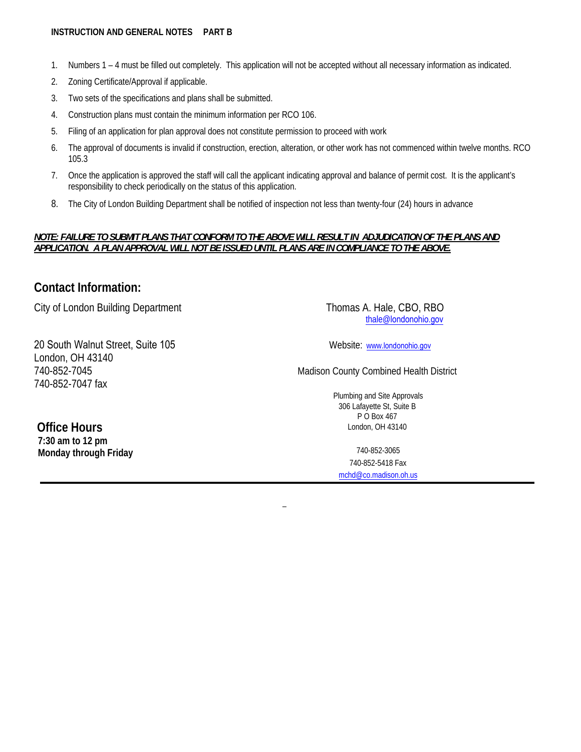**INSTRUCTION AND GENERAL NOTES PART B**

1. Numbers 1 – 4 must be filled out completely. This application will not be accepted without all necessary information as indicated.
2. Zoning Certificate/Approval if applicable.
3. Two sets of the specifications and plans shall be submitted.
4. Construction plans must contain the minimum information per RCO 106.
5. Filing of an application for plan approval does not constitute permission to proceed with work
6. The approval of documents is invalid if construction, erection, alteration, or other work has not commenced within twelve months. RCO 105.3
7. Once the application is approved the staff will call the applicant indicating approval and balance of permit cost. It is the applicant's responsibility to check periodically on the status of this application.
8. The City of London Building Department shall be notified of inspection not less than twenty-four (24) hours in advance

***NOTE: FAILURE TO SUBMIT PLANS THAT CONFORM TO THE ABOVE WILL RESULT IN ADJUDICATION OF THE PLANS AND APPLICATION. A PLAN APPROVAL WILL NOT BE ISSUED UNTIL PLANS ARE IN COMPLIANCE TO THE ABOVE.***

## Contact Information:

City of London Building Department

20 South Walnut Street, Suite 105
London, OH 43140
740-852-7045
740-852-7047 fax

Thomas A. Hale, CBO, RBO
thale@londonohio.gov

Website: www.londonohio.gov

Madison County Combined Health District

Plumbing and Site Approvals
306 Lafayette St, Suite B
P O Box 467
London, OH 43140

740-852-3065
740-852-5418 Fax
mchd@co.madison.oh.us

### Office Hours

**7:30 am to 12 pm**
**Monday through Friday**